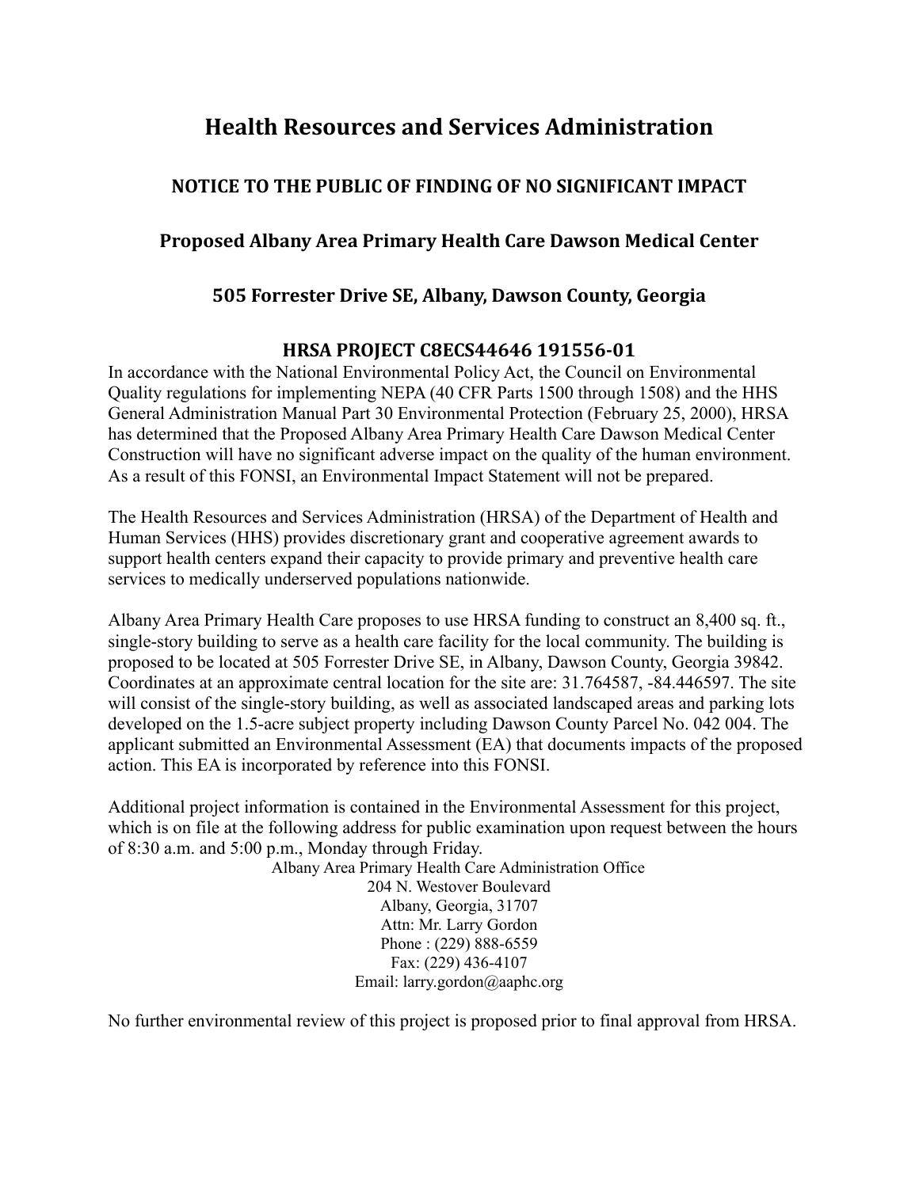# Health Resources and Services Administration

## NOTICE TO THE PUBLIC OF FINDING OF NO SIGNIFICANT IMPACT

## Proposed Albany Area Primary Health Care Dawson Medical Center

## 505 Forrester Drive SE, Albany, Dawson County, Georgia

## HRSA PROJECT C8ECS44646 191556-01

In accordance with the National Environmental Policy Act, the Council on Environmental Quality regulations for implementing NEPA (40 CFR Parts 1500 through 1508) and the HHS General Administration Manual Part 30 Environmental Protection (February 25, 2000), HRSA has determined that the Proposed Albany Area Primary Health Care Dawson Medical Center Construction will have no significant adverse impact on the quality of the human environment. As a result of this FONSI, an Environmental Impact Statement will not be prepared.

The Health Resources and Services Administration (HRSA) of the Department of Health and Human Services (HHS) provides discretionary grant and cooperative agreement awards to support health centers expand their capacity to provide primary and preventive health care services to medically underserved populations nationwide.

Albany Area Primary Health Care proposes to use HRSA funding to construct an 8,400 sq. ft., single-story building to serve as a health care facility for the local community. The building is proposed to be located at 505 Forrester Drive SE, in Albany, Dawson County, Georgia 39842. Coordinates at an approximate central location for the site are: 31.764587, -84.446597. The site will consist of the single-story building, as well as associated landscaped areas and parking lots developed on the 1.5-acre subject property including Dawson County Parcel No. 042 004. The applicant submitted an Environmental Assessment (EA) that documents impacts of the proposed action. This EA is incorporated by reference into this FONSI.

Additional project information is contained in the Environmental Assessment for this project, which is on file at the following address for public examination upon request between the hours of 8:30 a.m. and 5:00 p.m., Monday through Friday.

Albany Area Primary Health Care Administration Office
204 N. Westover Boulevard
Albany, Georgia, 31707
Attn: Mr. Larry Gordon
Phone : (229) 888-6559
Fax: (229) 436-4107
Email: larry.gordon@aaphc.org

No further environmental review of this project is proposed prior to final approval from HRSA.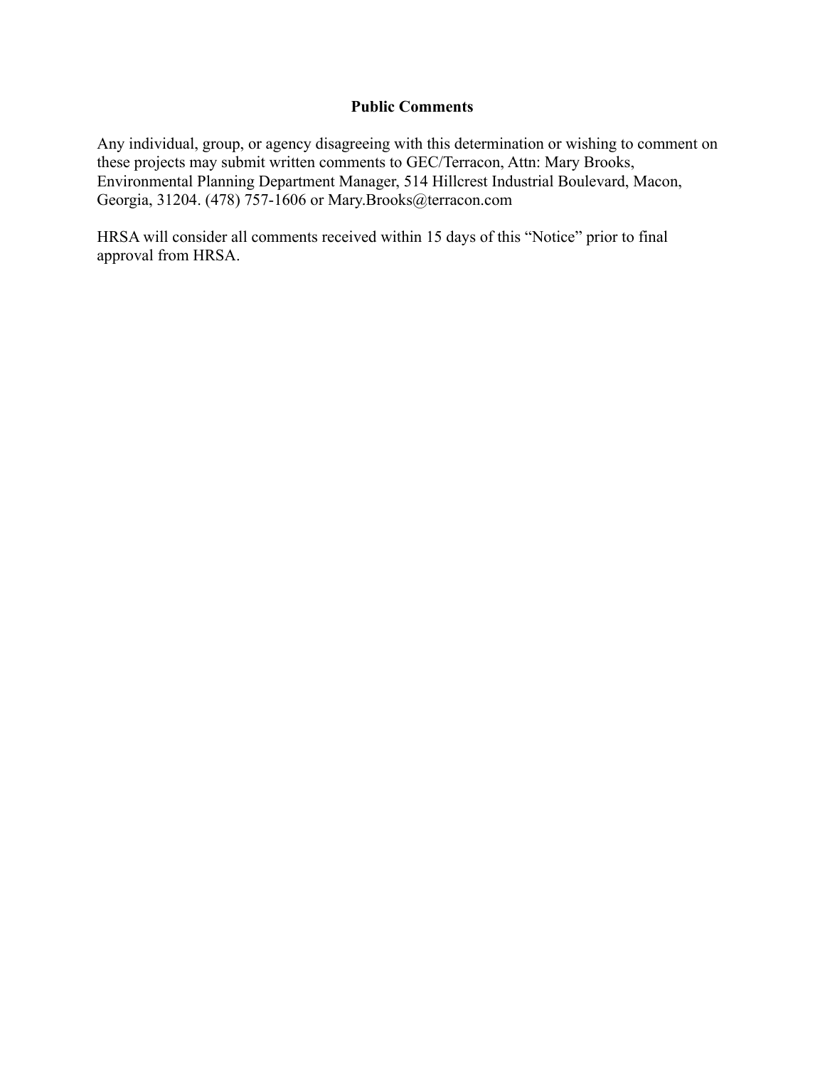## Public Comments

Any individual, group, or agency disagreeing with this determination or wishing to comment on these projects may submit written comments to GEC/Terracon, Attn: Mary Brooks, Environmental Planning Department Manager, 514 Hillcrest Industrial Boulevard, Macon, Georgia, 31204. (478) 757-1606 or Mary.Brooks@terracon.com

HRSA will consider all comments received within 15 days of this "Notice" prior to final approval from HRSA.